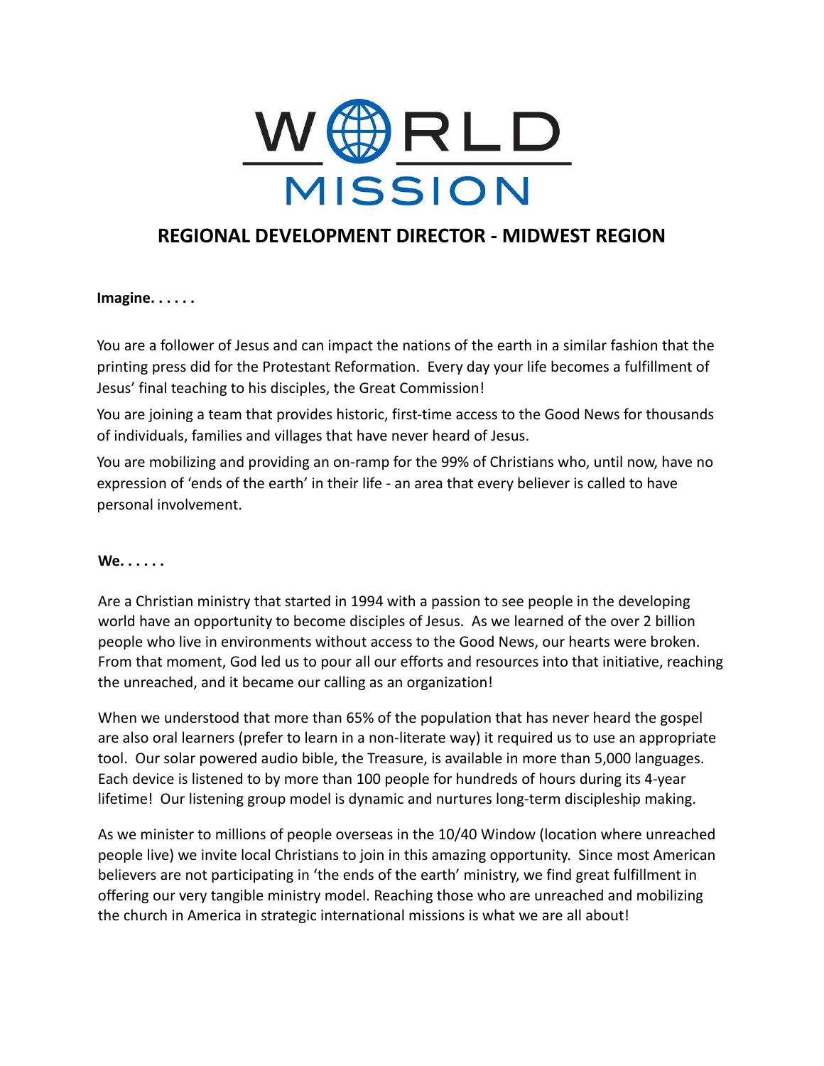WORLD MISSION

# REGIONAL DEVELOPMENT DIRECTOR - MIDWEST REGION

**Imagine. . . . . .**

You are a follower of Jesus and can impact the nations of the earth in a similar fashion that the printing press did for the Protestant Reformation. Every day your life becomes a fulfillment of Jesus' final teaching to his disciples, the Great Commission!

You are joining a team that provides historic, first-time access to the Good News for thousands of individuals, families and villages that have never heard of Jesus.

You are mobilizing and providing an on-ramp for the 99% of Christians who, until now, have no expression of 'ends of the earth' in their life - an area that every believer is called to have personal involvement.

**We. . . . . .**

Are a Christian ministry that started in 1994 with a passion to see people in the developing world have an opportunity to become disciples of Jesus. As we learned of the over 2 billion people who live in environments without access to the Good News, our hearts were broken. From that moment, God led us to pour all our efforts and resources into that initiative, reaching the unreached, and it became our calling as an organization!

When we understood that more than 65% of the population that has never heard the gospel are also oral learners (prefer to learn in a non-literate way) it required us to use an appropriate tool. Our solar powered audio bible, the Treasure, is available in more than 5,000 languages. Each device is listened to by more than 100 people for hundreds of hours during its 4-year lifetime! Our listening group model is dynamic and nurtures long-term discipleship making.

As we minister to millions of people overseas in the 10/40 Window (location where unreached people live) we invite local Christians to join in this amazing opportunity. Since most American believers are not participating in 'the ends of the earth' ministry, we find great fulfillment in offering our very tangible ministry model. Reaching those who are unreached and mobilizing the church in America in strategic international missions is what we are all about!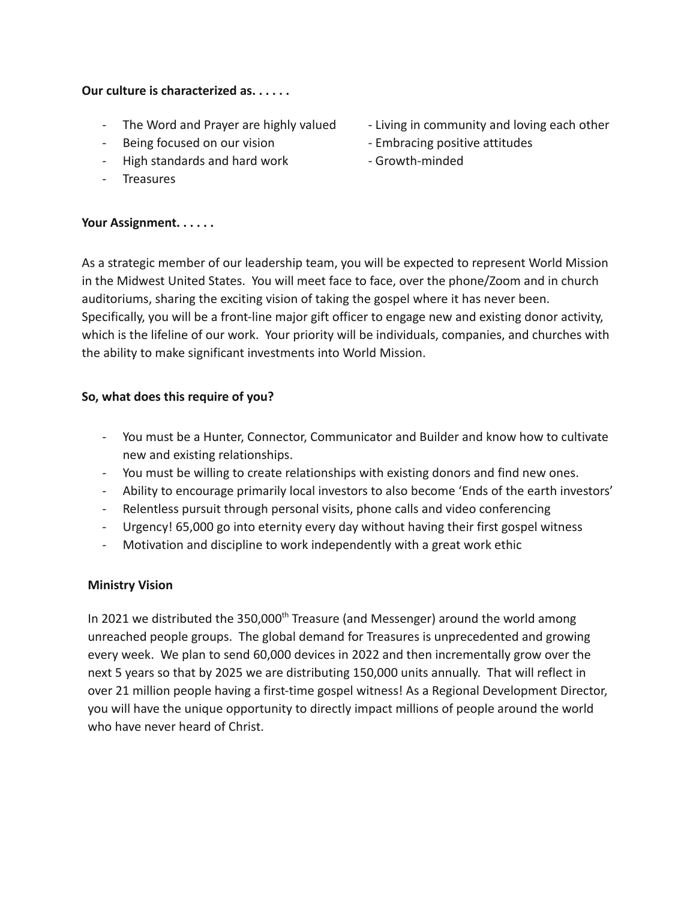**Our culture is characterized as. . . . . .**

- The Word and Prayer are highly valued
- Being focused on our vision
- High standards and hard work
- Treasures
- Living in community and loving each other
- Embracing positive attitudes
- Growth-minded

**Your Assignment. . . . . .**

As a strategic member of our leadership team, you will be expected to represent World Mission in the Midwest United States. You will meet face to face, over the phone/Zoom and in church auditoriums, sharing the exciting vision of taking the gospel where it has never been. Specifically, you will be a front-line major gift officer to engage new and existing donor activity, which is the lifeline of our work. Your priority will be individuals, companies, and churches with the ability to make significant investments into World Mission.

**So, what does this require of you?**

- You must be a Hunter, Connector, Communicator and Builder and know how to cultivate new and existing relationships.
- You must be willing to create relationships with existing donors and find new ones.
- Ability to encourage primarily local investors to also become 'Ends of the earth investors'
- Relentless pursuit through personal visits, phone calls and video conferencing
- Urgency! 65,000 go into eternity every day without having their first gospel witness
- Motivation and discipline to work independently with a great work ethic

**Ministry Vision**

In 2021 we distributed the 350,000th Treasure (and Messenger) around the world among unreached people groups. The global demand for Treasures is unprecedented and growing every week. We plan to send 60,000 devices in 2022 and then incrementally grow over the next 5 years so that by 2025 we are distributing 150,000 units annually. That will reflect in over 21 million people having a first-time gospel witness! As a Regional Development Director, you will have the unique opportunity to directly impact millions of people around the world who have never heard of Christ.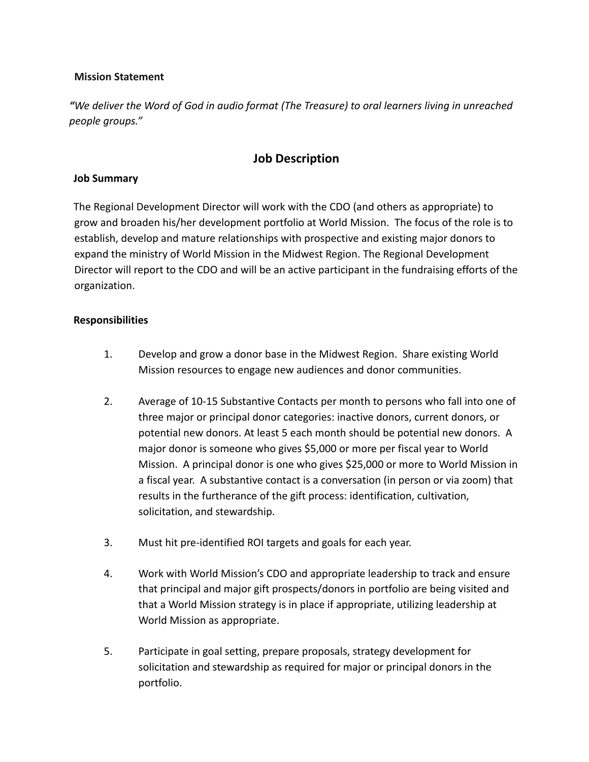**Mission Statement**

*"We deliver the Word of God in audio format (The Treasure) to oral learners living in unreached people groups."*

## Job Description

**Job Summary**

The Regional Development Director will work with the CDO (and others as appropriate) to grow and broaden his/her development portfolio at World Mission. The focus of the role is to establish, develop and mature relationships with prospective and existing major donors to expand the ministry of World Mission in the Midwest Region. The Regional Development Director will report to the CDO and will be an active participant in the fundraising efforts of the organization.

**Responsibilities**

1. Develop and grow a donor base in the Midwest Region. Share existing World Mission resources to engage new audiences and donor communities.

2. Average of 10-15 Substantive Contacts per month to persons who fall into one of three major or principal donor categories: inactive donors, current donors, or potential new donors. At least 5 each month should be potential new donors. A major donor is someone who gives $5,000 or more per fiscal year to World Mission. A principal donor is one who gives $25,000 or more to World Mission in a fiscal year. A substantive contact is a conversation (in person or via zoom) that results in the furtherance of the gift process: identification, cultivation, solicitation, and stewardship.

3. Must hit pre-identified ROI targets and goals for each year.

4. Work with World Mission's CDO and appropriate leadership to track and ensure that principal and major gift prospects/donors in portfolio are being visited and that a World Mission strategy is in place if appropriate, utilizing leadership at World Mission as appropriate.

5. Participate in goal setting, prepare proposals, strategy development for solicitation and stewardship as required for major or principal donors in the portfolio.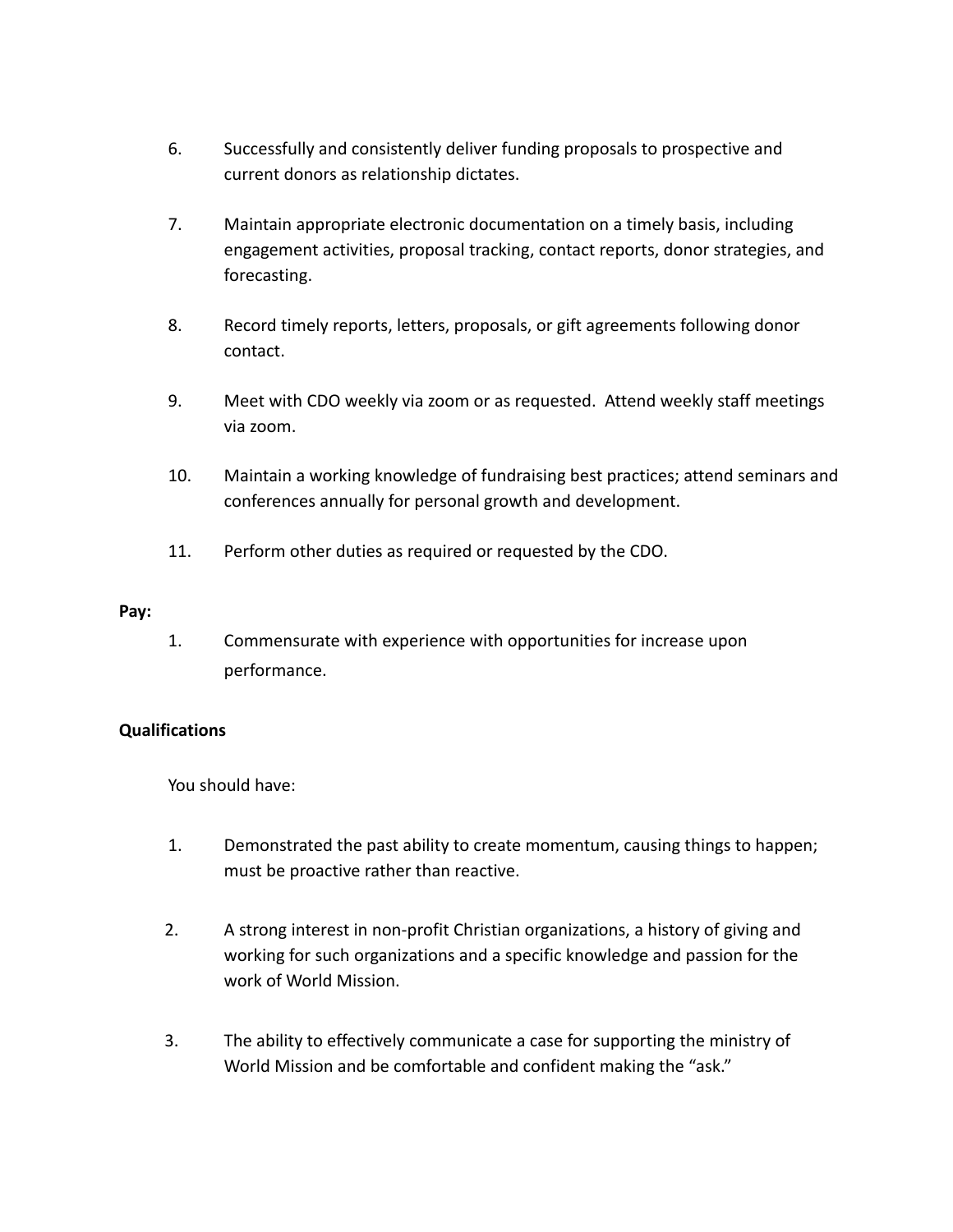6. Successfully and consistently deliver funding proposals to prospective and current donors as relationship dictates.

7. Maintain appropriate electronic documentation on a timely basis, including engagement activities, proposal tracking, contact reports, donor strategies, and forecasting.

8. Record timely reports, letters, proposals, or gift agreements following donor contact.

9. Meet with CDO weekly via zoom or as requested. Attend weekly staff meetings via zoom.

10. Maintain a working knowledge of fundraising best practices; attend seminars and conferences annually for personal growth and development.

11. Perform other duties as required or requested by the CDO.

**Pay:**

1. Commensurate with experience with opportunities for increase upon performance.

**Qualifications**

You should have:

1. Demonstrated the past ability to create momentum, causing things to happen; must be proactive rather than reactive.

2. A strong interest in non-profit Christian organizations, a history of giving and working for such organizations and a specific knowledge and passion for the work of World Mission.

3. The ability to effectively communicate a case for supporting the ministry of World Mission and be comfortable and confident making the "ask."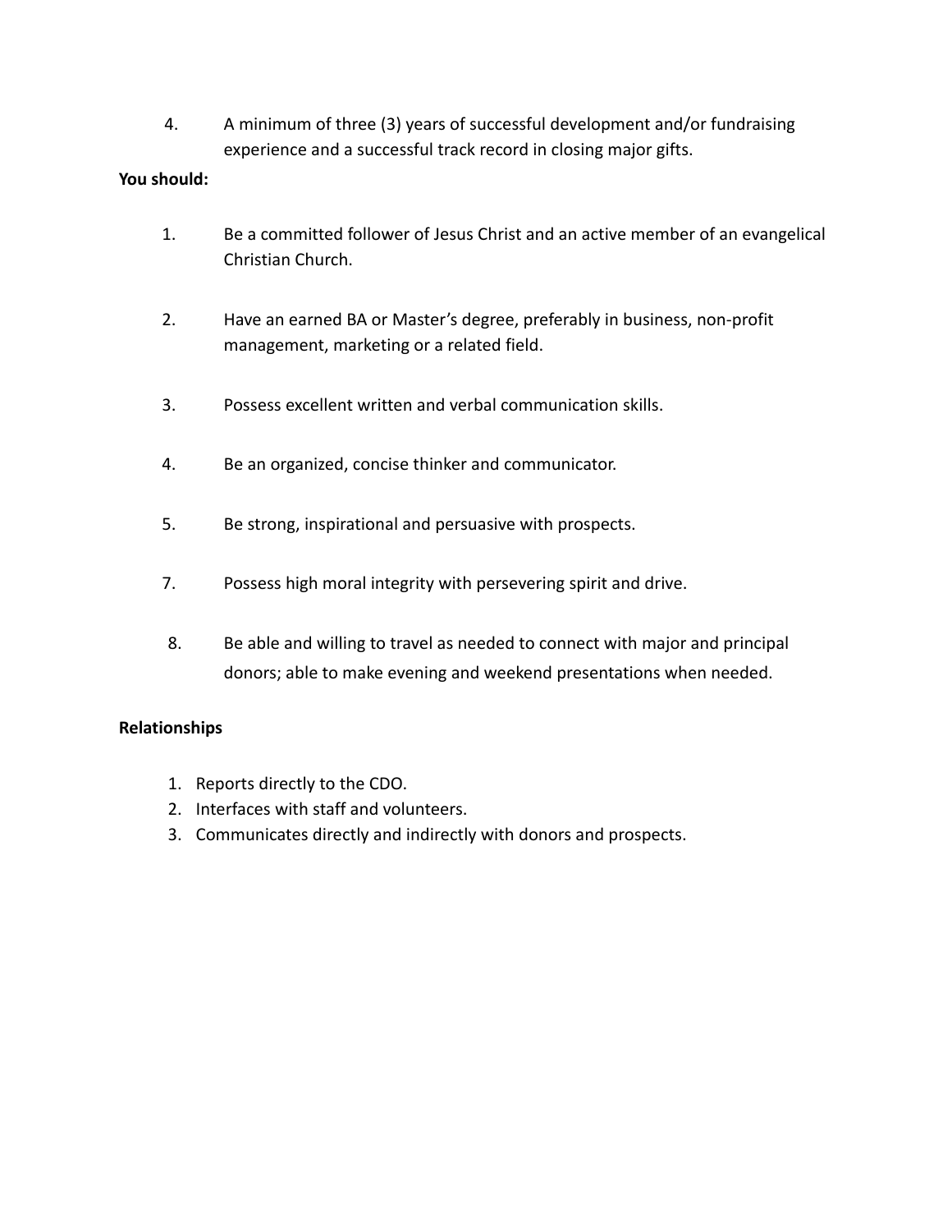4. A minimum of three (3) years of successful development and/or fundraising experience and a successful track record in closing major gifts.

**You should:**

1. Be a committed follower of Jesus Christ and an active member of an evangelical Christian Church.

2. Have an earned BA or Master's degree, preferably in business, non-profit management, marketing or a related field.

3. Possess excellent written and verbal communication skills.

4. Be an organized, concise thinker and communicator.

5. Be strong, inspirational and persuasive with prospects.

7. Possess high moral integrity with persevering spirit and drive.

8. Be able and willing to travel as needed to connect with major and principal donors; able to make evening and weekend presentations when needed.

**Relationships**

1. Reports directly to the CDO.
2. Interfaces with staff and volunteers.
3. Communicates directly and indirectly with donors and prospects.